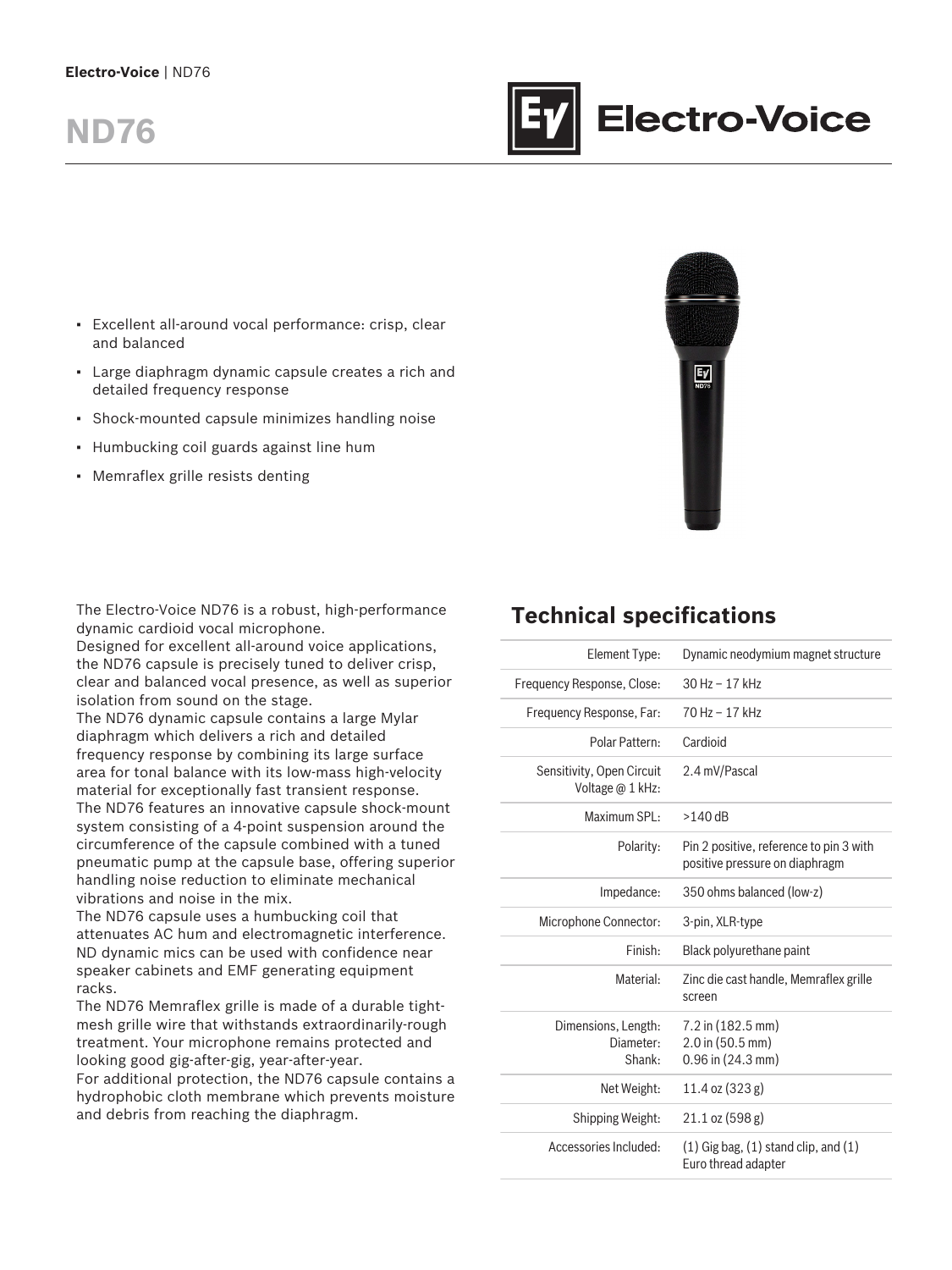# ND76

- Excellent all-around vocal performance: crisp, clear and balanced
- Large diaphragm dynamic capsule creates a rich and detailed frequency response
- Shock-mounted capsule minimizes handling noise
- Humbucking coil guards against line hum
- Memraflex grille resists denting

The Electro-Voice ND76 is a robust, high-performance dynamic cardioid vocal microphone.
Designed for excellent all-around voice applications, the ND76 capsule is precisely tuned to deliver crisp, clear and balanced vocal presence, as well as superior isolation from sound on the stage.
The ND76 dynamic capsule contains a large Mylar diaphragm which delivers a rich and detailed frequency response by combining its large surface area for tonal balance with its low-mass high-velocity material for exceptionally fast transient response.
The ND76 features an innovative capsule shock-mount system consisting of a 4-point suspension around the circumference of the capsule combined with a tuned pneumatic pump at the capsule base, offering superior handling noise reduction to eliminate mechanical vibrations and noise in the mix.
The ND76 capsule uses a humbucking coil that attenuates AC hum and electromagnetic interference. ND dynamic mics can be used with confidence near speaker cabinets and EMF generating equipment racks.
The ND76 Memraflex grille is made of a durable tight-mesh grille wire that withstands extraordinarily-rough treatment. Your microphone remains protected and looking good gig-after-gig, year-after-year.
For additional protection, the ND76 capsule contains a hydrophobic cloth membrane which prevents moisture and debris from reaching the diaphragm.

## Technical specifications

| | |
|---|---|
| Element Type: | Dynamic neodymium magnet structure |
| Frequency Response, Close: | 30 Hz – 17 kHz |
| Frequency Response, Far: | 70 Hz – 17 kHz |
| Polar Pattern: | Cardioid |
| Sensitivity, Open Circuit Voltage @ 1 kHz: | 2.4 mV/Pascal |
| Maximum SPL: | >140 dB |
| Polarity: | Pin 2 positive, reference to pin 3 with positive pressure on diaphragm |
| Impedance: | 350 ohms balanced (low-z) |
| Microphone Connector: | 3-pin, XLR-type |
| Finish: | Black polyurethane paint |
| Material: | Zinc die cast handle, Memraflex grille screen |
| Dimensions, Length: Diameter: Shank: | 7.2 in (182.5 mm) 2.0 in (50.5 mm) 0.96 in (24.3 mm) |
| Net Weight: | 11.4 oz (323 g) |
| Shipping Weight: | 21.1 oz (598 g) |
| Accessories Included: | (1) Gig bag, (1) stand clip, and (1) Euro thread adapter |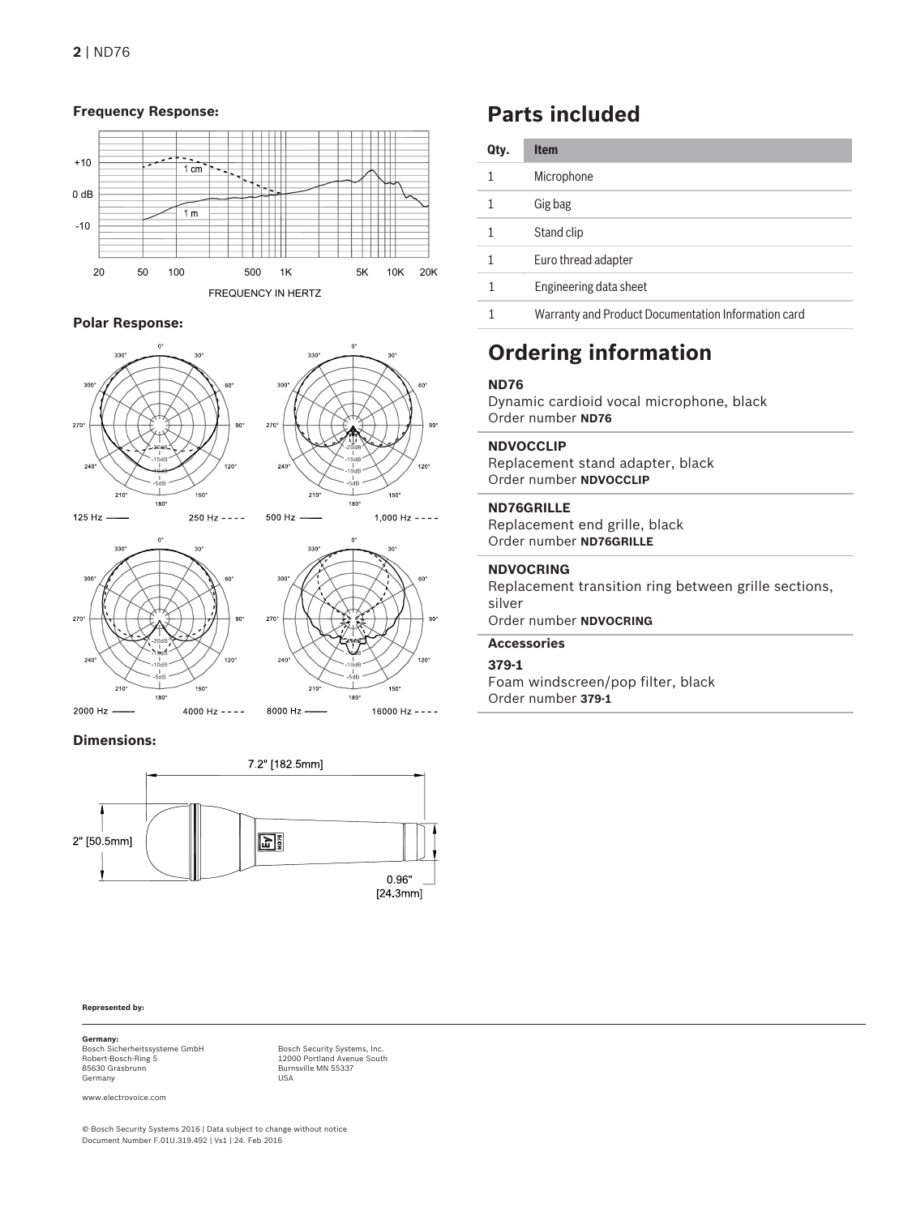### Frequency Response:

+10

0 dB

-10

1 cm

1 m

20 50 100 500 1K 5K 10K 20K

FREQUENCY IN HERTZ

### Polar Response:

125 Hz —— 250 Hz - - - -

500 Hz —— 1,000 Hz - - - -

2000 Hz —— 4000 Hz - - - -

8000 Hz —— 16000 Hz - - - -

### Dimensions:

7.2" [182.5mm]

2" [50.5mm]

0.96" [24.3mm]

## Parts included

| Qty. | Item |
| --- | --- |
| 1 | Microphone |
| 1 | Gig bag |
| 1 | Stand clip |
| 1 | Euro thread adapter |
| 1 | Engineering data sheet |
| 1 | Warranty and Product Documentation Information card |

## Ordering information

**ND76**
Dynamic cardioid vocal microphone, black
Order number **ND76**

**NDVOCCLIP**
Replacement stand adapter, black
Order number **NDVOCCLIP**

**ND76GRILLE**
Replacement end grille, black
Order number **ND76GRILLE**

**NDVOCRING**
Replacement transition ring between grille sections, silver
Order number **NDVOCRING**

**Accessories**

**379-1**
Foam windscreen/pop filter, black
Order number **379-1**

**Represented by:**

**Germany:**
Bosch Sicherheitssysteme GmbH
Robert-Bosch-Ring 5
85630 Grasbrunn
Germany

Bosch Security Systems, Inc.
12000 Portland Avenue South
Burnsville MN 55337
USA

www.electrovoice.com

© Bosch Security Systems 2016 | Data subject to change without notice
Document Number F.01U.319.492 | Vs1 | 24. Feb 2016